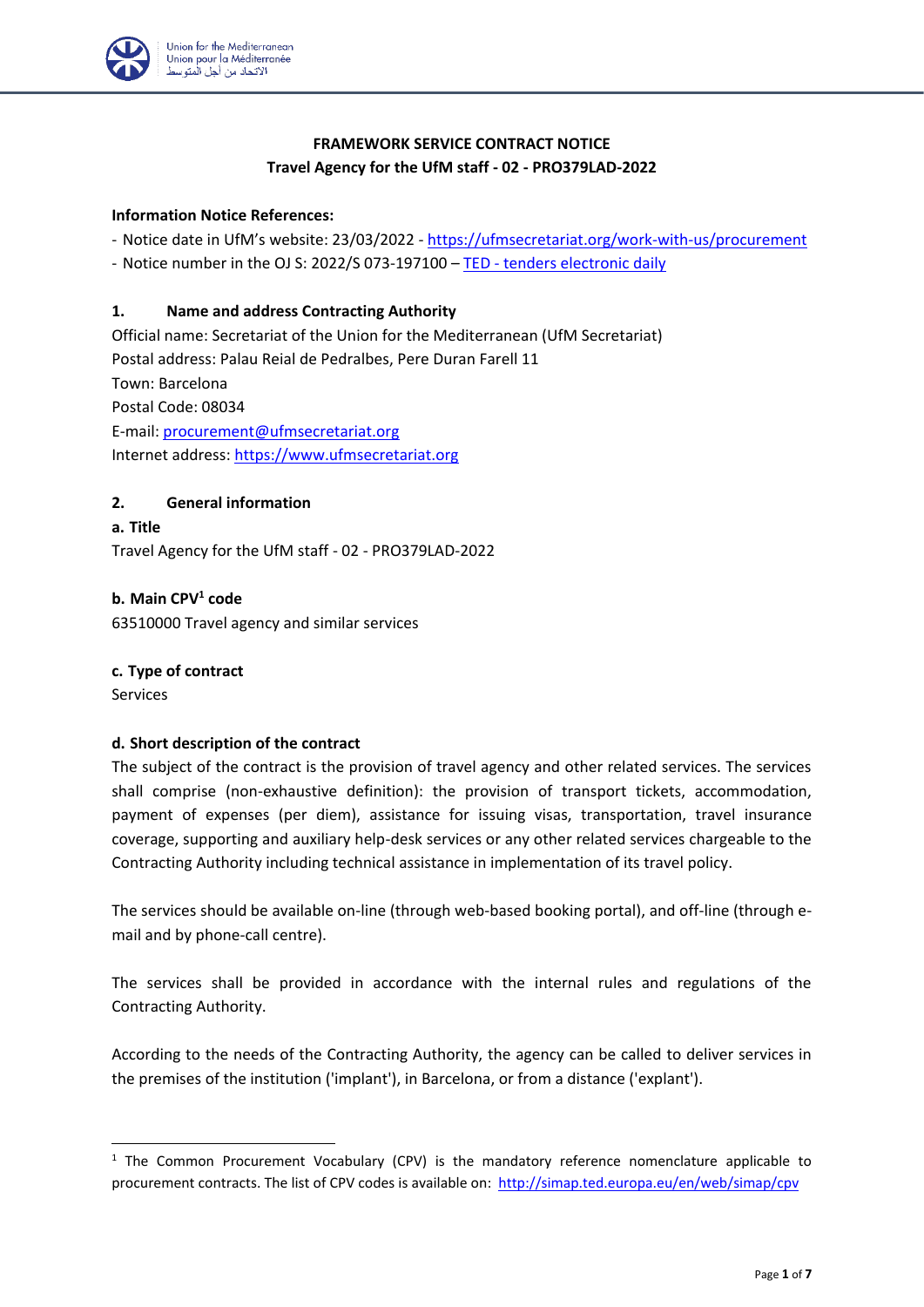**FRAMEWORK SERVICE CONTRACT NOTICE**
**Travel Agency for the UfM staff - 02 - PRO379LAD-2022**

**Information Notice References:**

- Notice date in UfM's website: 23/03/2022 - https://ufmsecretariat.org/work-with-us/procurement
- Notice number in the OJ S: 2022/S 073-197100 – TED - tenders electronic daily

## 1. Name and address Contracting Authority

Official name: Secretariat of the Union for the Mediterranean (UfM Secretariat)
Postal address: Palau Reial de Pedralbes, Pere Duran Farell 11
Town: Barcelona
Postal Code: 08034
E-mail: procurement@ufmsecretariat.org
Internet address: https://www.ufmsecretariat.org

## 2. General information

**a. Title**

Travel Agency for the UfM staff - 02 - PRO379LAD-2022

**b. Main CPV[1] code**

63510000 Travel agency and similar services

**c. Type of contract**

Services

**d. Short description of the contract**

The subject of the contract is the provision of travel agency and other related services. The services shall comprise (non-exhaustive definition): the provision of transport tickets, accommodation, payment of expenses (per diem), assistance for issuing visas, transportation, travel insurance coverage, supporting and auxiliary help-desk services or any other related services chargeable to the Contracting Authority including technical assistance in implementation of its travel policy.

The services should be available on-line (through web-based booking portal), and off-line (through e-mail and by phone-call centre).

The services shall be provided in accordance with the internal rules and regulations of the Contracting Authority.

According to the needs of the Contracting Authority, the agency can be called to deliver services in the premises of the institution ('implant'), in Barcelona, or from a distance ('explant').

[1] The Common Procurement Vocabulary (CPV) is the mandatory reference nomenclature applicable to procurement contracts. The list of CPV codes is available on: http://simap.ted.europa.eu/en/web/simap/cpv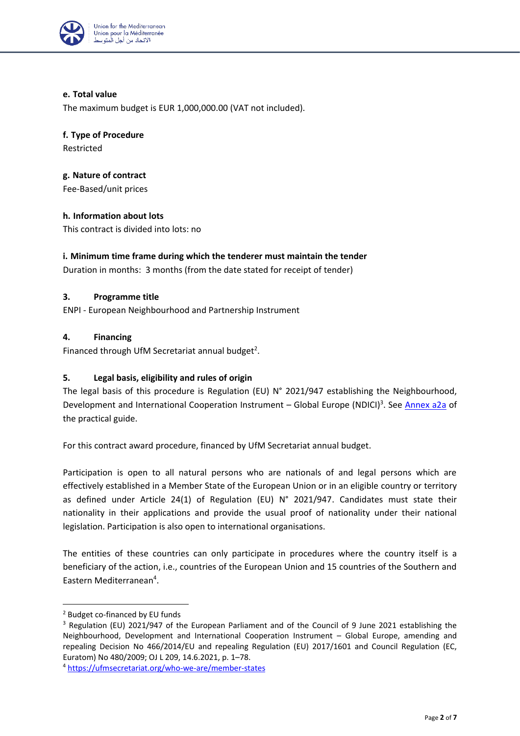**e. Total value**

The maximum budget is EUR 1,000,000.00 (VAT not included).

**f. Type of Procedure**

Restricted

**g. Nature of contract**

Fee-Based/unit prices

**h. Information about lots**

This contract is divided into lots: no

**i. Minimum time frame during which the tenderer must maintain the tender**

Duration in months: 3 months (from the date stated for receipt of tender)

## 3. Programme title

ENPI - European Neighbourhood and Partnership Instrument

## 4. Financing

Financed through UfM Secretariat annual budget[2].

## 5. Legal basis, eligibility and rules of origin

The legal basis of this procedure is Regulation (EU) N° 2021/947 establishing the Neighbourhood, Development and International Cooperation Instrument – Global Europe (NDICI)[3]. See Annex a2a of the practical guide.

For this contract award procedure, financed by UfM Secretariat annual budget.

Participation is open to all natural persons who are nationals of and legal persons which are effectively established in a Member State of the European Union or in an eligible country or territory as defined under Article 24(1) of Regulation (EU) N° 2021/947. Candidates must state their nationality in their applications and provide the usual proof of nationality under their national legislation. Participation is also open to international organisations.

The entities of these countries can only participate in procedures where the country itself is a beneficiary of the action, i.e., countries of the European Union and 15 countries of the Southern and Eastern Mediterranean[4].

---

[2] Budget co-financed by EU funds

[3] Regulation (EU) 2021/947 of the European Parliament and of the Council of 9 June 2021 establishing the Neighbourhood, Development and International Cooperation Instrument – Global Europe, amending and repealing Decision No 466/2014/EU and repealing Regulation (EU) 2017/1601 and Council Regulation (EC, Euratom) No 480/2009; OJ L 209, 14.6.2021, p. 1–78.

[4] https://ufmsecretariat.org/who-we-are/member-states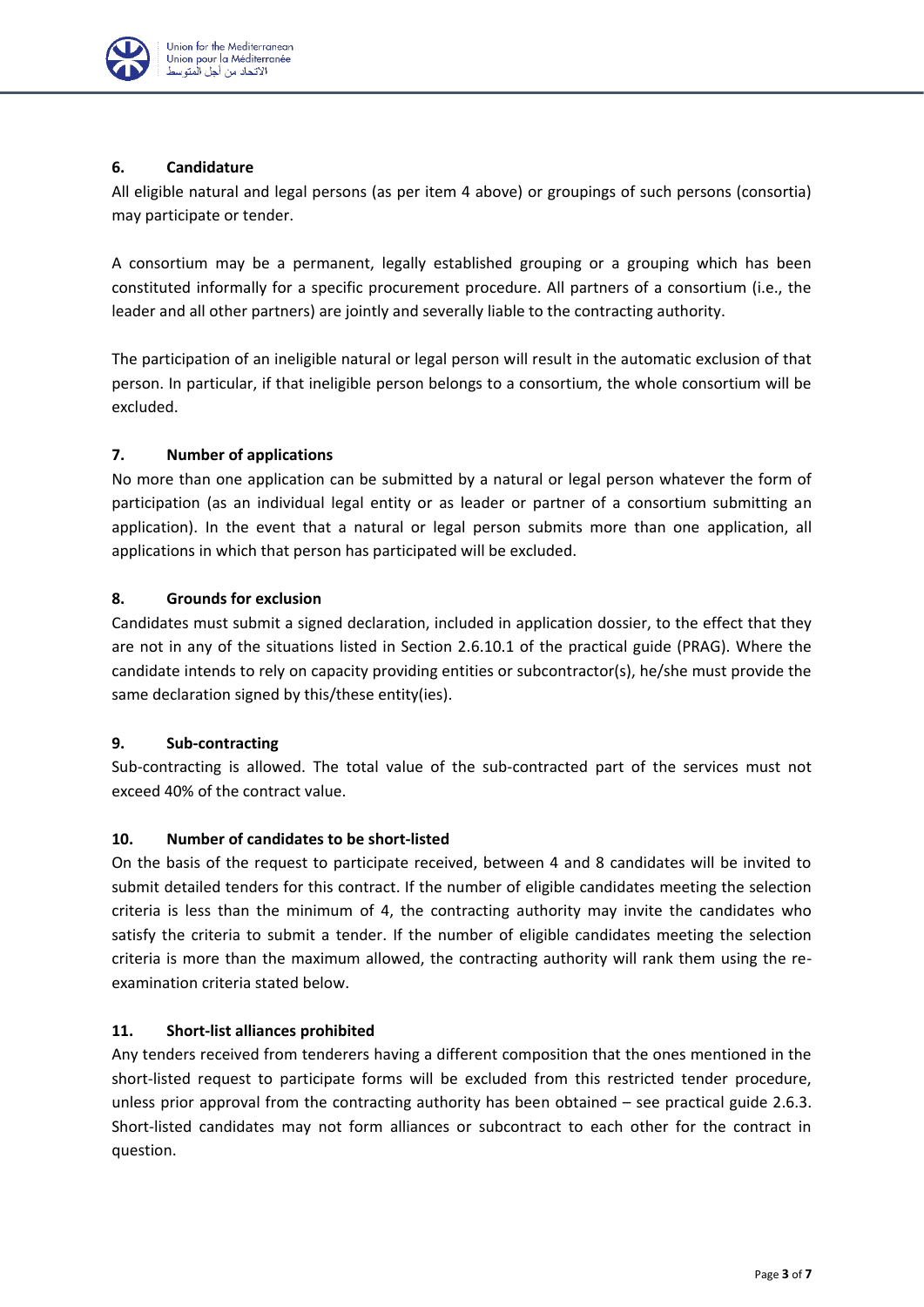## 6. Candidature

All eligible natural and legal persons (as per item 4 above) or groupings of such persons (consortia) may participate or tender.

A consortium may be a permanent, legally established grouping or a grouping which has been constituted informally for a specific procurement procedure. All partners of a consortium (i.e., the leader and all other partners) are jointly and severally liable to the contracting authority.

The participation of an ineligible natural or legal person will result in the automatic exclusion of that person. In particular, if that ineligible person belongs to a consortium, the whole consortium will be excluded.

## 7. Number of applications

No more than one application can be submitted by a natural or legal person whatever the form of participation (as an individual legal entity or as leader or partner of a consortium submitting an application). In the event that a natural or legal person submits more than one application, all applications in which that person has participated will be excluded.

## 8. Grounds for exclusion

Candidates must submit a signed declaration, included in application dossier, to the effect that they are not in any of the situations listed in Section 2.6.10.1 of the practical guide (PRAG). Where the candidate intends to rely on capacity providing entities or subcontractor(s), he/she must provide the same declaration signed by this/these entity(ies).

## 9. Sub-contracting

Sub-contracting is allowed. The total value of the sub-contracted part of the services must not exceed 40% of the contract value.

## 10. Number of candidates to be short-listed

On the basis of the request to participate received, between 4 and 8 candidates will be invited to submit detailed tenders for this contract. If the number of eligible candidates meeting the selection criteria is less than the minimum of 4, the contracting authority may invite the candidates who satisfy the criteria to submit a tender. If the number of eligible candidates meeting the selection criteria is more than the maximum allowed, the contracting authority will rank them using the re-examination criteria stated below.

## 11. Short-list alliances prohibited

Any tenders received from tenderers having a different composition that the ones mentioned in the short-listed request to participate forms will be excluded from this restricted tender procedure, unless prior approval from the contracting authority has been obtained – see practical guide 2.6.3. Short-listed candidates may not form alliances or subcontract to each other for the contract in question.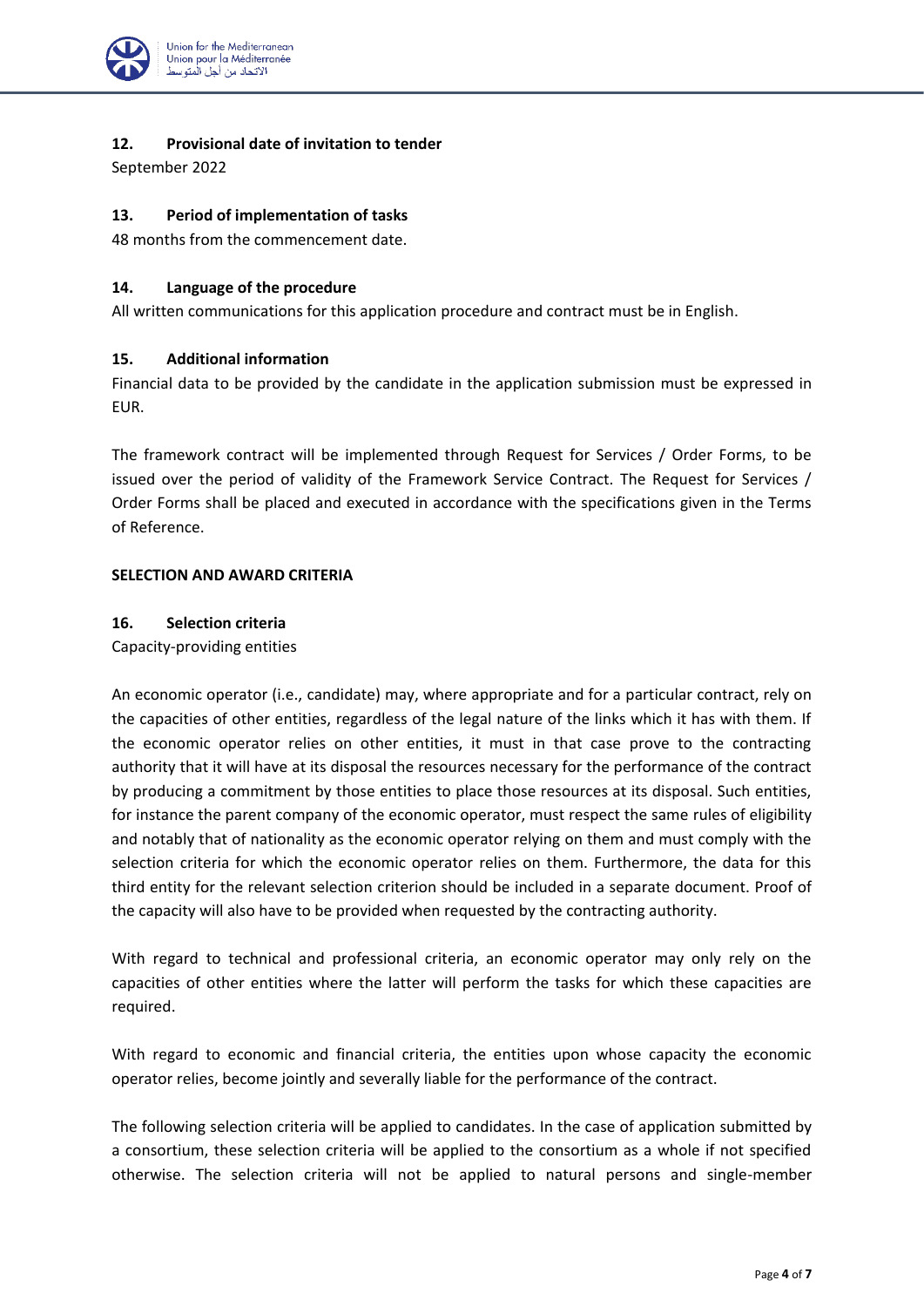### 12. Provisional date of invitation to tender

September 2022

### 13. Period of implementation of tasks

48 months from the commencement date.

### 14. Language of the procedure

All written communications for this application procedure and contract must be in English.

### 15. Additional information

Financial data to be provided by the candidate in the application submission must be expressed in EUR.

The framework contract will be implemented through Request for Services / Order Forms, to be issued over the period of validity of the Framework Service Contract. The Request for Services / Order Forms shall be placed and executed in accordance with the specifications given in the Terms of Reference.

## SELECTION AND AWARD CRITERIA

### 16. Selection criteria

Capacity-providing entities

An economic operator (i.e., candidate) may, where appropriate and for a particular contract, rely on the capacities of other entities, regardless of the legal nature of the links which it has with them. If the economic operator relies on other entities, it must in that case prove to the contracting authority that it will have at its disposal the resources necessary for the performance of the contract by producing a commitment by those entities to place those resources at its disposal. Such entities, for instance the parent company of the economic operator, must respect the same rules of eligibility and notably that of nationality as the economic operator relying on them and must comply with the selection criteria for which the economic operator relies on them. Furthermore, the data for this third entity for the relevant selection criterion should be included in a separate document. Proof of the capacity will also have to be provided when requested by the contracting authority.

With regard to technical and professional criteria, an economic operator may only rely on the capacities of other entities where the latter will perform the tasks for which these capacities are required.

With regard to economic and financial criteria, the entities upon whose capacity the economic operator relies, become jointly and severally liable for the performance of the contract.

The following selection criteria will be applied to candidates. In the case of application submitted by a consortium, these selection criteria will be applied to the consortium as a whole if not specified otherwise. The selection criteria will not be applied to natural persons and single-member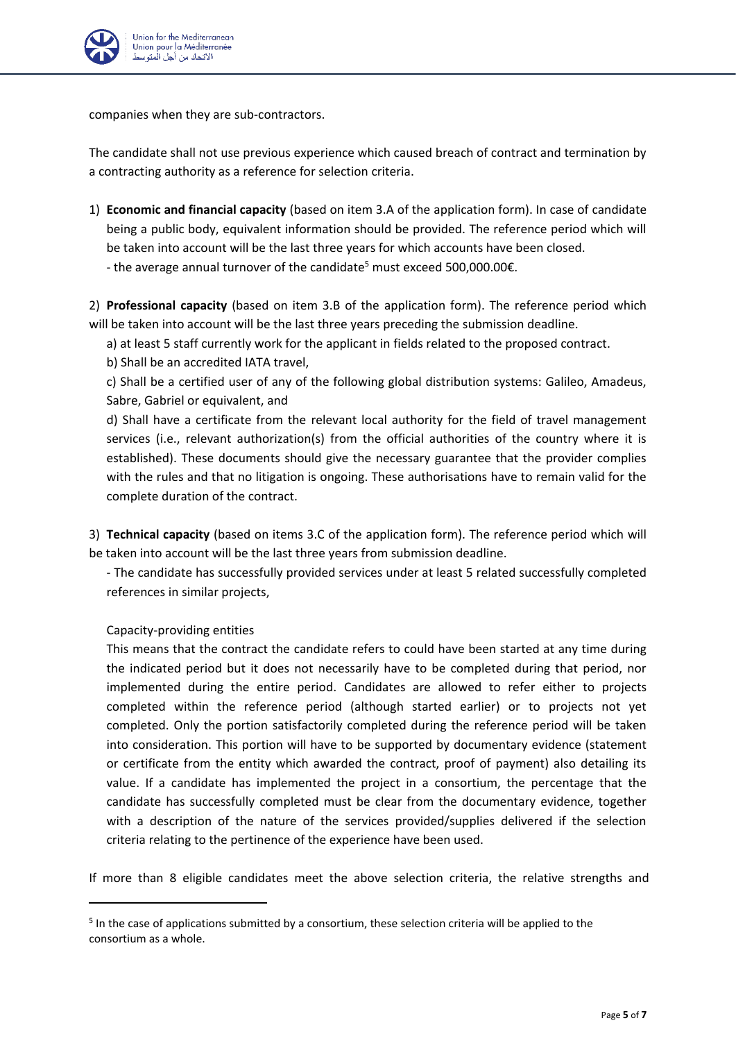companies when they are sub-contractors.

The candidate shall not use previous experience which caused breach of contract and termination by a contracting authority as a reference for selection criteria.

1) **Economic and financial capacity** (based on item 3.A of the application form). In case of candidate being a public body, equivalent information should be provided. The reference period which will be taken into account will be the last three years for which accounts have been closed.
   - the average annual turnover of the candidate[5] must exceed 500,000.00€.

2) **Professional capacity** (based on item 3.B of the application form). The reference period which will be taken into account will be the last three years preceding the submission deadline.

   a) at least 5 staff currently work for the applicant in fields related to the proposed contract.

   b) Shall be an accredited IATA travel,

   c) Shall be a certified user of any of the following global distribution systems: Galileo, Amadeus, Sabre, Gabriel or equivalent, and

   d) Shall have a certificate from the relevant local authority for the field of travel management services (i.e., relevant authorization(s) from the official authorities of the country where it is established). These documents should give the necessary guarantee that the provider complies with the rules and that no litigation is ongoing. These authorisations have to remain valid for the complete duration of the contract.

3) **Technical capacity** (based on items 3.C of the application form). The reference period which will be taken into account will be the last three years from submission deadline.

   - The candidate has successfully provided services under at least 5 related successfully completed references in similar projects,

   Capacity-providing entities

   This means that the contract the candidate refers to could have been started at any time during the indicated period but it does not necessarily have to be completed during that period, nor implemented during the entire period. Candidates are allowed to refer either to projects completed within the reference period (although started earlier) or to projects not yet completed. Only the portion satisfactorily completed during the reference period will be taken into consideration. This portion will have to be supported by documentary evidence (statement or certificate from the entity which awarded the contract, proof of payment) also detailing its value. If a candidate has implemented the project in a consortium, the percentage that the candidate has successfully completed must be clear from the documentary evidence, together with a description of the nature of the services provided/supplies delivered if the selection criteria relating to the pertinence of the experience have been used.

If more than 8 eligible candidates meet the above selection criteria, the relative strengths and

[5] In the case of applications submitted by a consortium, these selection criteria will be applied to the consortium as a whole.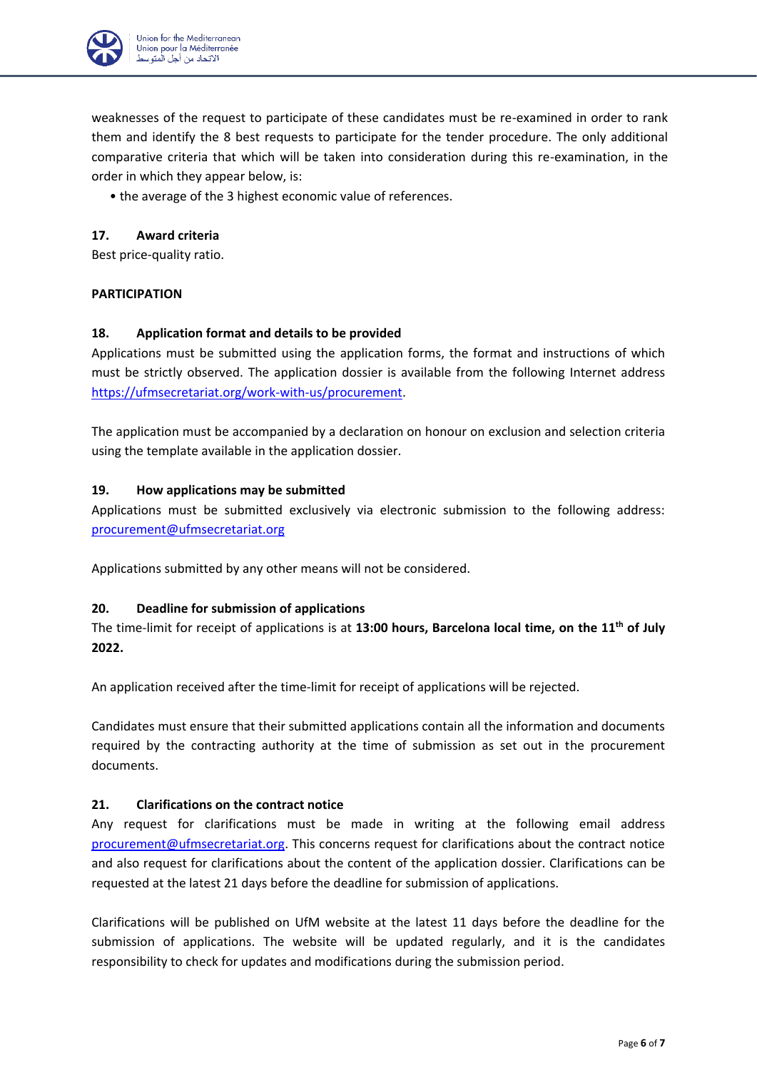weaknesses of the request to participate of these candidates must be re-examined in order to rank them and identify the 8 best requests to participate for the tender procedure. The only additional comparative criteria that which will be taken into consideration during this re-examination, in the order in which they appear below, is:

- the average of the 3 highest economic value of references.

### 17. Award criteria

Best price-quality ratio.

**PARTICIPATION**

### 18. Application format and details to be provided

Applications must be submitted using the application forms, the format and instructions of which must be strictly observed. The application dossier is available from the following Internet address https://ufmsecretariat.org/work-with-us/procurement.

The application must be accompanied by a declaration on honour on exclusion and selection criteria using the template available in the application dossier.

### 19. How applications may be submitted

Applications must be submitted exclusively via electronic submission to the following address: procurement@ufmsecretariat.org

Applications submitted by any other means will not be considered.

### 20. Deadline for submission of applications

The time-limit for receipt of applications is at **13:00 hours, Barcelona local time, on the 11th of July 2022.**

An application received after the time-limit for receipt of applications will be rejected.

Candidates must ensure that their submitted applications contain all the information and documents required by the contracting authority at the time of submission as set out in the procurement documents.

### 21. Clarifications on the contract notice

Any request for clarifications must be made in writing at the following email address procurement@ufmsecretariat.org. This concerns request for clarifications about the contract notice and also request for clarifications about the content of the application dossier. Clarifications can be requested at the latest 21 days before the deadline for submission of applications.

Clarifications will be published on UfM website at the latest 11 days before the deadline for the submission of applications. The website will be updated regularly, and it is the candidates responsibility to check for updates and modifications during the submission period.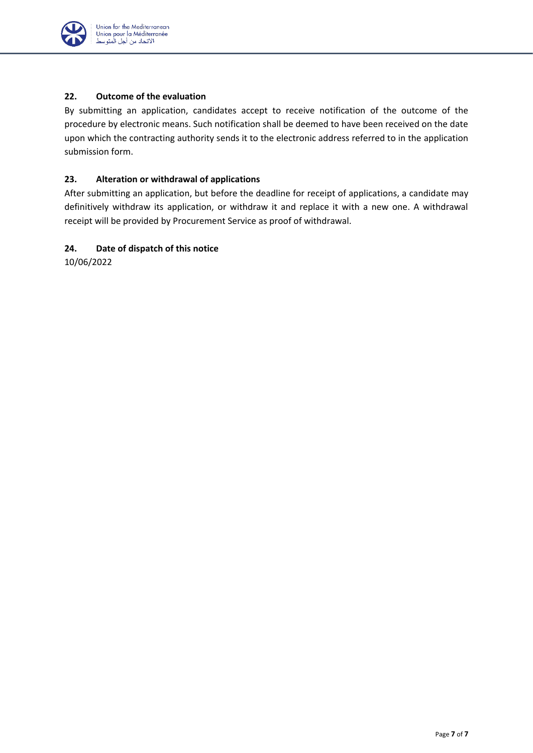## 22. Outcome of the evaluation

By submitting an application, candidates accept to receive notification of the outcome of the procedure by electronic means. Such notification shall be deemed to have been received on the date upon which the contracting authority sends it to the electronic address referred to in the application submission form.

## 23. Alteration or withdrawal of applications

After submitting an application, but before the deadline for receipt of applications, a candidate may definitively withdraw its application, or withdraw it and replace it with a new one. A withdrawal receipt will be provided by Procurement Service as proof of withdrawal.

## 24. Date of dispatch of this notice

10/06/2022